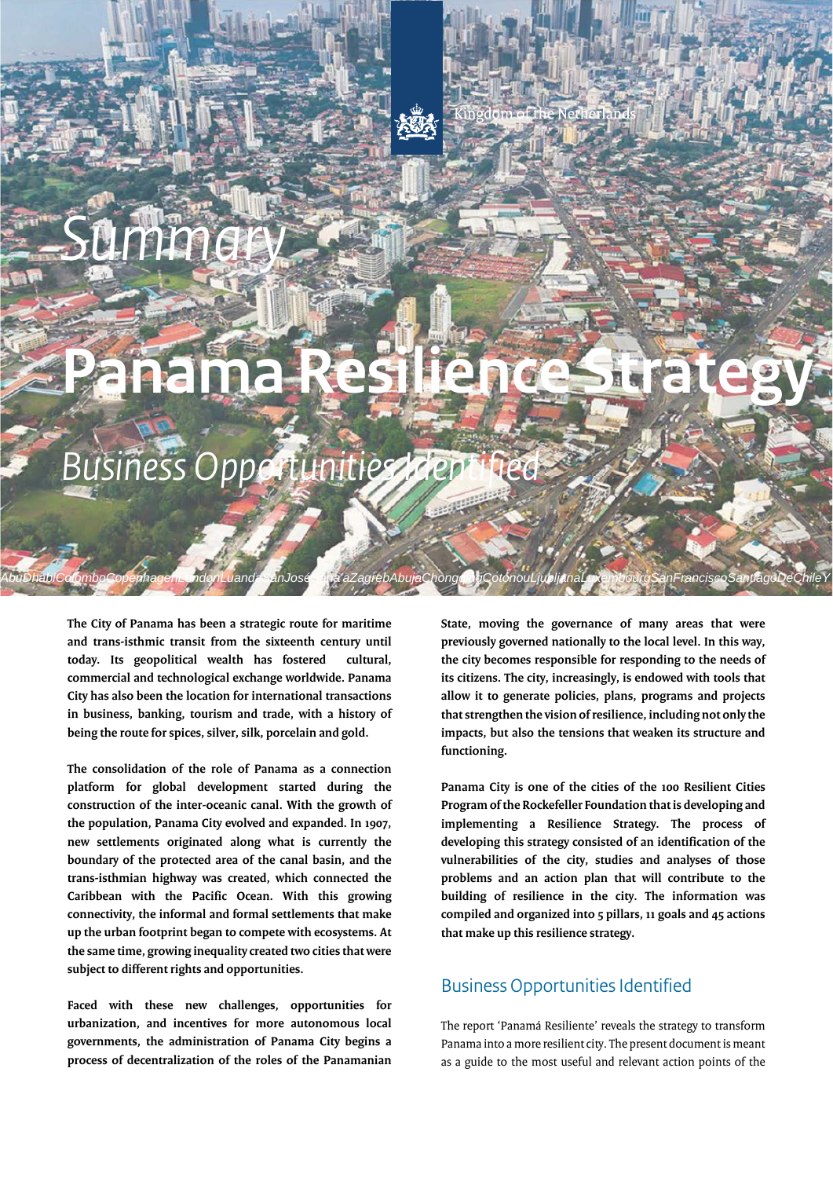Kingdom of the Netherlands

# Summary

# Panama Resilience Strategy

## Business Opportunities Identified

AbuDhabiColomboCopenhagenLondonLuandaSanJoséSana'aZagrebAbujaChongqingCotonouLjubljanaLuxembourgSanFranciscoSantiagoDeChileY

**The City of Panama has been a strategic route for maritime and trans-isthmic transit from the sixteenth century until today. Its geopolitical wealth has fostered cultural, commercial and technological exchange worldwide. Panama City has also been the location for international transactions in business, banking, tourism and trade, with a history of being the route for spices, silver, silk, porcelain and gold.**

**The consolidation of the role of Panama as a connection platform for global development started during the construction of the inter-oceanic canal. With the growth of the population, Panama City evolved and expanded. In 1907, new settlements originated along what is currently the boundary of the protected area of the canal basin, and the trans-isthmian highway was created, which connected the Caribbean with the Pacific Ocean. With this growing connectivity, the informal and formal settlements that make up the urban footprint began to compete with ecosystems. At the same time, growing inequality created two cities that were subject to different rights and opportunities.**

**Faced with these new challenges, opportunities for urbanization, and incentives for more autonomous local governments, the administration of Panama City begins a process of decentralization of the roles of the Panamanian State, moving the governance of many areas that were previously governed nationally to the local level. In this way, the city becomes responsible for responding to the needs of its citizens. The city, increasingly, is endowed with tools that allow it to generate policies, plans, programs and projects that strengthen the vision of resilience, including not only the impacts, but also the tensions that weaken its structure and functioning.**

**Panama City is one of the cities of the 100 Resilient Cities Program of the Rockefeller Foundation that is developing and implementing a Resilience Strategy. The process of developing this strategy consisted of an identification of the vulnerabilities of the city, studies and analyses of those problems and an action plan that will contribute to the building of resilience in the city. The information was compiled and organized into 5 pillars, 11 goals and 45 actions that make up this resilience strategy.**

## Business Opportunities Identified

The report 'Panamá Resiliente' reveals the strategy to transform Panama into a more resilient city. The present document is meant as a guide to the most useful and relevant action points of the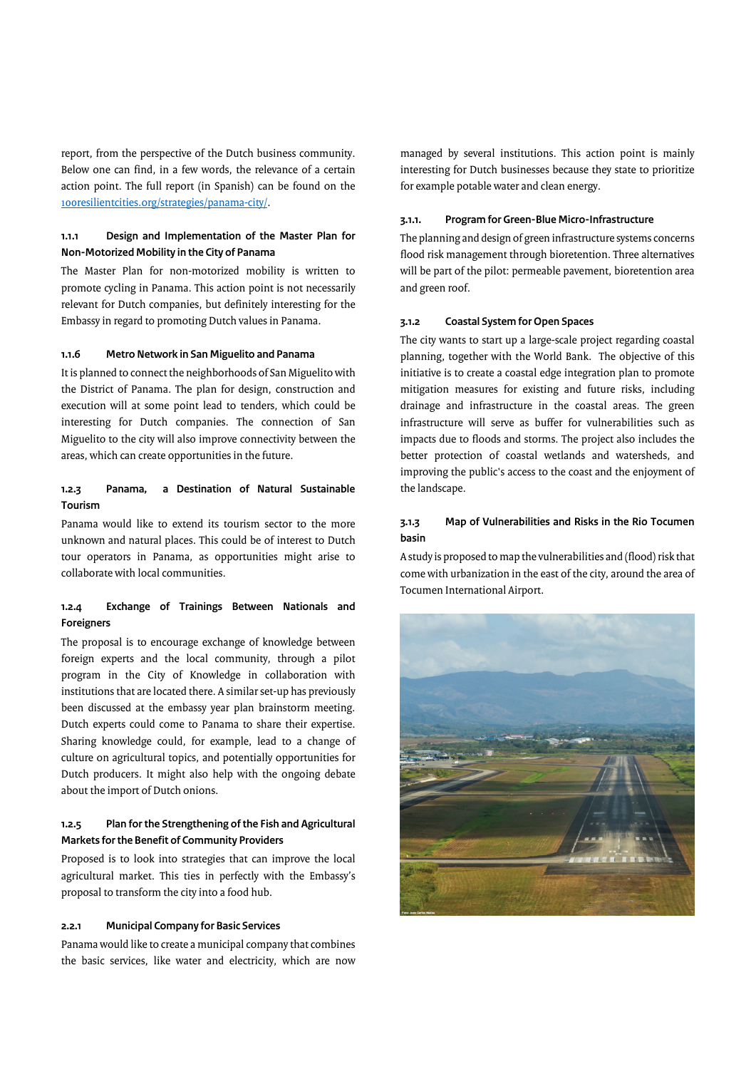report, from the perspective of the Dutch business community. Below one can find, in a few words, the relevance of a certain action point. The full report (in Spanish) can be found on the [100resilientcities.org/strategies/panama-city/](100resilientcities.org/strategies/panama-city/).

### 1.1.1 Design and Implementation of the Master Plan for Non-Motorized Mobility in the City of Panama

The Master Plan for non-motorized mobility is written to promote cycling in Panama. This action point is not necessarily relevant for Dutch companies, but definitely interesting for the Embassy in regard to promoting Dutch values in Panama.

### 1.1.6 Metro Network in San Miguelito and Panama

It is planned to connect the neighborhoods of San Miguelito with the District of Panama. The plan for design, construction and execution will at some point lead to tenders, which could be interesting for Dutch companies. The connection of San Miguelito to the city will also improve connectivity between the areas, which can create opportunities in the future.

### 1.2.3 Panama, a Destination of Natural Sustainable Tourism

Panama would like to extend its tourism sector to the more unknown and natural places. This could be of interest to Dutch tour operators in Panama, as opportunities might arise to collaborate with local communities.

### 1.2.4 Exchange of Trainings Between Nationals and Foreigners

The proposal is to encourage exchange of knowledge between foreign experts and the local community, through a pilot program in the City of Knowledge in collaboration with institutions that are located there. A similar set-up has previously been discussed at the embassy year plan brainstorm meeting. Dutch experts could come to Panama to share their expertise. Sharing knowledge could, for example, lead to a change of culture on agricultural topics, and potentially opportunities for Dutch producers. It might also help with the ongoing debate about the import of Dutch onions.

### 1.2.5 Plan for the Strengthening of the Fish and Agricultural Markets for the Benefit of Community Providers

Proposed is to look into strategies that can improve the local agricultural market. This ties in perfectly with the Embassy's proposal to transform the city into a food hub.

### 2.2.1 Municipal Company for Basic Services

Panama would like to create a municipal company that combines the basic services, like water and electricity, which are now managed by several institutions. This action point is mainly interesting for Dutch businesses because they state to prioritize for example potable water and clean energy.

### 3.1.1. Program for Green-Blue Micro-Infrastructure

The planning and design of green infrastructure systems concerns flood risk management through bioretention. Three alternatives will be part of the pilot: permeable pavement, bioretention area and green roof.

### 3.1.2 Coastal System for Open Spaces

The city wants to start up a large-scale project regarding coastal planning, together with the World Bank. The objective of this initiative is to create a coastal edge integration plan to promote mitigation measures for existing and future risks, including drainage and infrastructure in the coastal areas. The green infrastructure will serve as buffer for vulnerabilities such as impacts due to floods and storms. The project also includes the better protection of coastal wetlands and watersheds, and improving the public's access to the coast and the enjoyment of the landscape.

### 3.1.3 Map of Vulnerabilities and Risks in the Rio Tocumen basin

A study is proposed to map the vulnerabilities and (flood) risk that come with urbanization in the east of the city, around the area of Tocumen International Airport.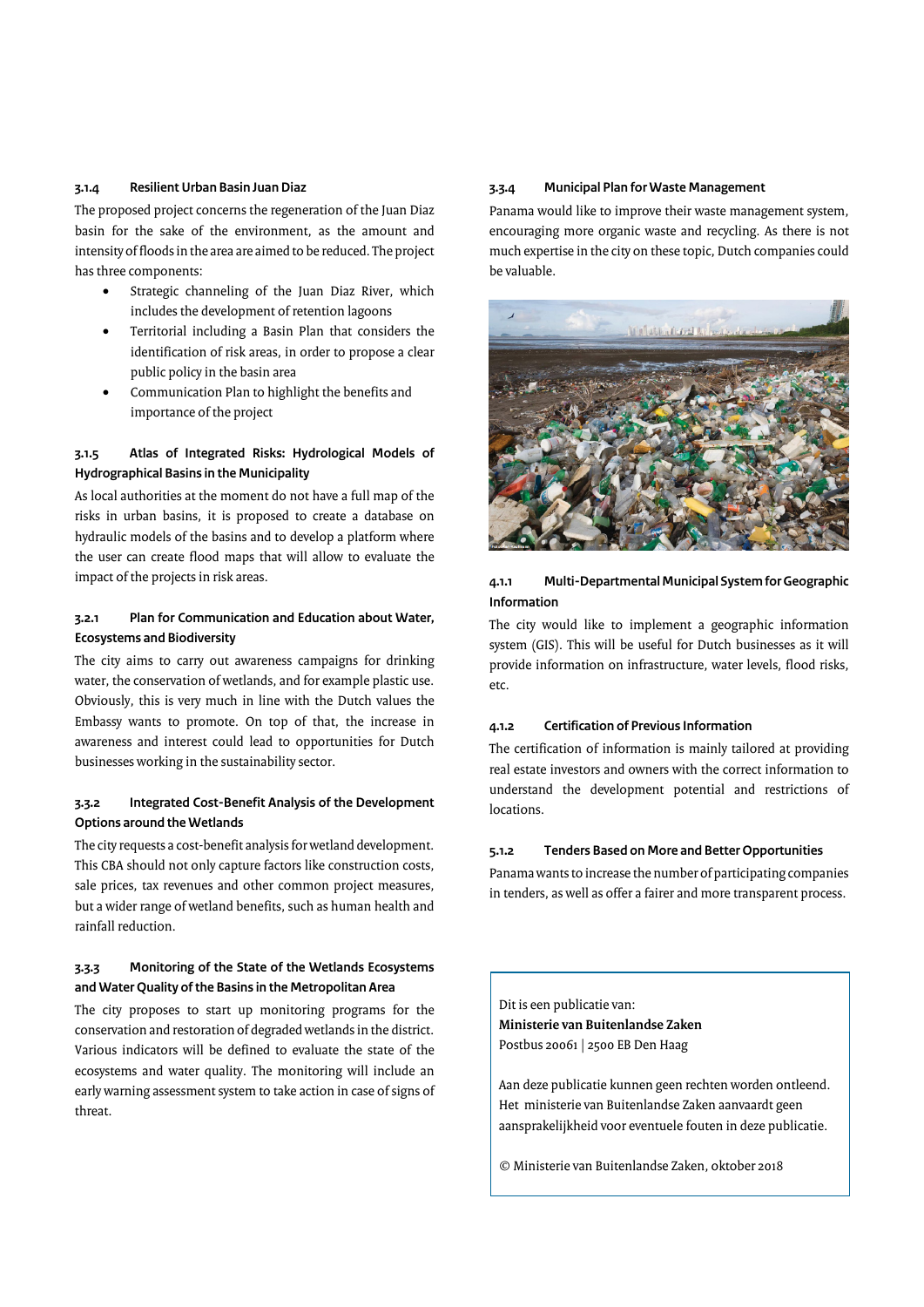#### 3.1.4 Resilient Urban Basin Juan Diaz

The proposed project concerns the regeneration of the Juan Diaz basin for the sake of the environment, as the amount and intensity of floods in the area are aimed to be reduced. The project has three components:

- Strategic channeling of the Juan Diaz River, which includes the development of retention lagoons
- Territorial including a Basin Plan that considers the identification of risk areas, in order to propose a clear public policy in the basin area
- Communication Plan to highlight the benefits and importance of the project

#### 3.1.5 Atlas of Integrated Risks: Hydrological Models of Hydrographical Basins in the Municipality

As local authorities at the moment do not have a full map of the risks in urban basins, it is proposed to create a database on hydraulic models of the basins and to develop a platform where the user can create flood maps that will allow to evaluate the impact of the projects in risk areas.

#### 3.2.1 Plan for Communication and Education about Water, Ecosystems and Biodiversity

The city aims to carry out awareness campaigns for drinking water, the conservation of wetlands, and for example plastic use. Obviously, this is very much in line with the Dutch values the Embassy wants to promote. On top of that, the increase in awareness and interest could lead to opportunities for Dutch businesses working in the sustainability sector.

#### 3.3.2 Integrated Cost-Benefit Analysis of the Development Options around the Wetlands

The city requests a cost-benefit analysis for wetland development. This CBA should not only capture factors like construction costs, sale prices, tax revenues and other common project measures, but a wider range of wetland benefits, such as human health and rainfall reduction.

#### 3.3.3 Monitoring of the State of the Wetlands Ecosystems and Water Quality of the Basins in the Metropolitan Area

The city proposes to start up monitoring programs for the conservation and restoration of degraded wetlands in the district. Various indicators will be defined to evaluate the state of the ecosystems and water quality. The monitoring will include an early warning assessment system to take action in case of signs of threat.

#### 3.3.4 Municipal Plan for Waste Management

Panama would like to improve their waste management system, encouraging more organic waste and recycling. As there is not much expertise in the city on these topic, Dutch companies could be valuable.

#### 4.1.1 Multi-Departmental Municipal System for Geographic Information

The city would like to implement a geographic information system (GIS). This will be useful for Dutch businesses as it will provide information on infrastructure, water levels, flood risks, etc.

#### 4.1.2 Certification of Previous Information

The certification of information is mainly tailored at providing real estate investors and owners with the correct information to understand the development potential and restrictions of locations.

#### 5.1.2 Tenders Based on More and Better Opportunities

Panama wants to increase the number of participating companies in tenders, as well as offer a fairer and more transparent process.

Dit is een publicatie van:
**Ministerie van Buitenlandse Zaken**
Postbus 20061 | 2500 EB Den Haag

Aan deze publicatie kunnen geen rechten worden ontleend. Het ministerie van Buitenlandse Zaken aanvaardt geen aansprakelijkheid voor eventuele fouten in deze publicatie.

© Ministerie van Buitenlandse Zaken, oktober 2018